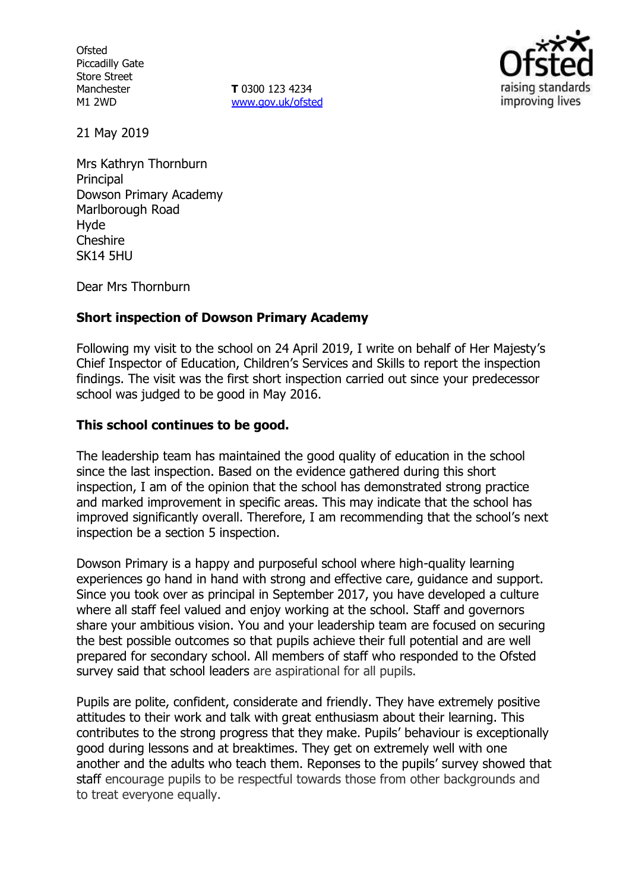Ofsted
Piccadilly Gate
Store Street
Manchester
M1 2WD

**T** 0300 123 4234
www.gov.uk/ofsted

21 May 2019

Mrs Kathryn Thornburn
Principal
Dowson Primary Academy
Marlborough Road
Hyde
Cheshire
SK14 5HU

Dear Mrs Thornburn

**Short inspection of Dowson Primary Academy**

Following my visit to the school on 24 April 2019, I write on behalf of Her Majesty's Chief Inspector of Education, Children's Services and Skills to report the inspection findings. The visit was the first short inspection carried out since your predecessor school was judged to be good in May 2016.

**This school continues to be good.**

The leadership team has maintained the good quality of education in the school since the last inspection. Based on the evidence gathered during this short inspection, I am of the opinion that the school has demonstrated strong practice and marked improvement in specific areas. This may indicate that the school has improved significantly overall. Therefore, I am recommending that the school's next inspection be a section 5 inspection.

Dowson Primary is a happy and purposeful school where high-quality learning experiences go hand in hand with strong and effective care, guidance and support. Since you took over as principal in September 2017, you have developed a culture where all staff feel valued and enjoy working at the school. Staff and governors share your ambitious vision. You and your leadership team are focused on securing the best possible outcomes so that pupils achieve their full potential and are well prepared for secondary school. All members of staff who responded to the Ofsted survey said that school leaders are aspirational for all pupils.

Pupils are polite, confident, considerate and friendly. They have extremely positive attitudes to their work and talk with great enthusiasm about their learning. This contributes to the strong progress that they make. Pupils' behaviour is exceptionally good during lessons and at breaktimes. They get on extremely well with one another and the adults who teach them. Reponses to the pupils' survey showed that staff encourage pupils to be respectful towards those from other backgrounds and to treat everyone equally.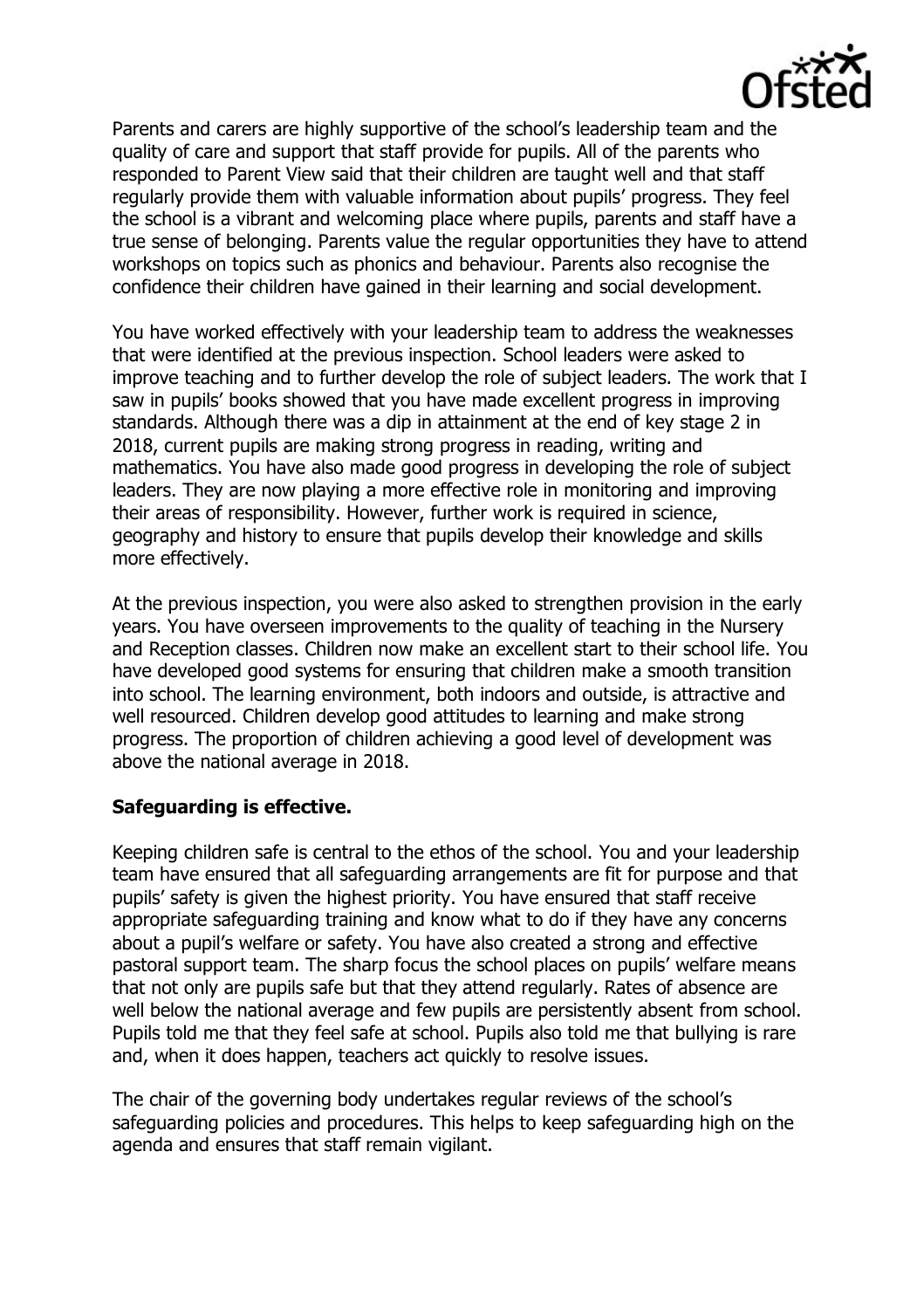Parents and carers are highly supportive of the school's leadership team and the quality of care and support that staff provide for pupils. All of the parents who responded to Parent View said that their children are taught well and that staff regularly provide them with valuable information about pupils' progress. They feel the school is a vibrant and welcoming place where pupils, parents and staff have a true sense of belonging. Parents value the regular opportunities they have to attend workshops on topics such as phonics and behaviour. Parents also recognise the confidence their children have gained in their learning and social development.

You have worked effectively with your leadership team to address the weaknesses that were identified at the previous inspection. School leaders were asked to improve teaching and to further develop the role of subject leaders. The work that I saw in pupils' books showed that you have made excellent progress in improving standards. Although there was a dip in attainment at the end of key stage 2 in 2018, current pupils are making strong progress in reading, writing and mathematics. You have also made good progress in developing the role of subject leaders. They are now playing a more effective role in monitoring and improving their areas of responsibility. However, further work is required in science, geography and history to ensure that pupils develop their knowledge and skills more effectively.

At the previous inspection, you were also asked to strengthen provision in the early years. You have overseen improvements to the quality of teaching in the Nursery and Reception classes. Children now make an excellent start to their school life. You have developed good systems for ensuring that children make a smooth transition into school. The learning environment, both indoors and outside, is attractive and well resourced. Children develop good attitudes to learning and make strong progress. The proportion of children achieving a good level of development was above the national average in 2018.

**Safeguarding is effective.**

Keeping children safe is central to the ethos of the school. You and your leadership team have ensured that all safeguarding arrangements are fit for purpose and that pupils' safety is given the highest priority. You have ensured that staff receive appropriate safeguarding training and know what to do if they have any concerns about a pupil's welfare or safety. You have also created a strong and effective pastoral support team. The sharp focus the school places on pupils' welfare means that not only are pupils safe but that they attend regularly. Rates of absence are well below the national average and few pupils are persistently absent from school. Pupils told me that they feel safe at school. Pupils also told me that bullying is rare and, when it does happen, teachers act quickly to resolve issues.

The chair of the governing body undertakes regular reviews of the school's safeguarding policies and procedures. This helps to keep safeguarding high on the agenda and ensures that staff remain vigilant.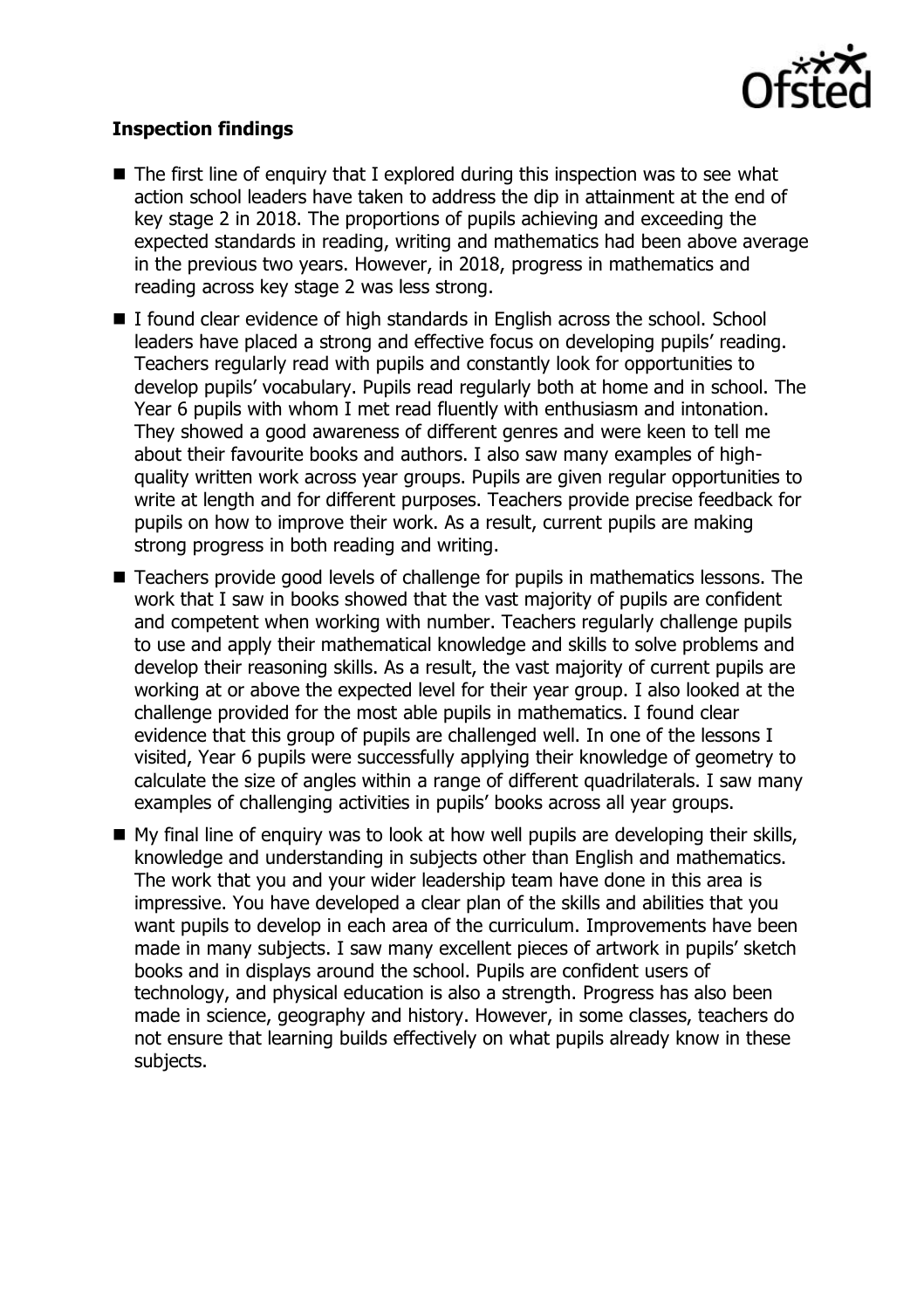**Inspection findings**

- The first line of enquiry that I explored during this inspection was to see what action school leaders have taken to address the dip in attainment at the end of key stage 2 in 2018. The proportions of pupils achieving and exceeding the expected standards in reading, writing and mathematics had been above average in the previous two years. However, in 2018, progress in mathematics and reading across key stage 2 was less strong.
- I found clear evidence of high standards in English across the school. School leaders have placed a strong and effective focus on developing pupils' reading. Teachers regularly read with pupils and constantly look for opportunities to develop pupils' vocabulary. Pupils read regularly both at home and in school. The Year 6 pupils with whom I met read fluently with enthusiasm and intonation. They showed a good awareness of different genres and were keen to tell me about their favourite books and authors. I also saw many examples of high-quality written work across year groups. Pupils are given regular opportunities to write at length and for different purposes. Teachers provide precise feedback for pupils on how to improve their work. As a result, current pupils are making strong progress in both reading and writing.
- Teachers provide good levels of challenge for pupils in mathematics lessons. The work that I saw in books showed that the vast majority of pupils are confident and competent when working with number. Teachers regularly challenge pupils to use and apply their mathematical knowledge and skills to solve problems and develop their reasoning skills. As a result, the vast majority of current pupils are working at or above the expected level for their year group. I also looked at the challenge provided for the most able pupils in mathematics. I found clear evidence that this group of pupils are challenged well. In one of the lessons I visited, Year 6 pupils were successfully applying their knowledge of geometry to calculate the size of angles within a range of different quadrilaterals. I saw many examples of challenging activities in pupils' books across all year groups.
- My final line of enquiry was to look at how well pupils are developing their skills, knowledge and understanding in subjects other than English and mathematics. The work that you and your wider leadership team have done in this area is impressive. You have developed a clear plan of the skills and abilities that you want pupils to develop in each area of the curriculum. Improvements have been made in many subjects. I saw many excellent pieces of artwork in pupils' sketch books and in displays around the school. Pupils are confident users of technology, and physical education is also a strength. Progress has also been made in science, geography and history. However, in some classes, teachers do not ensure that learning builds effectively on what pupils already know in these subjects.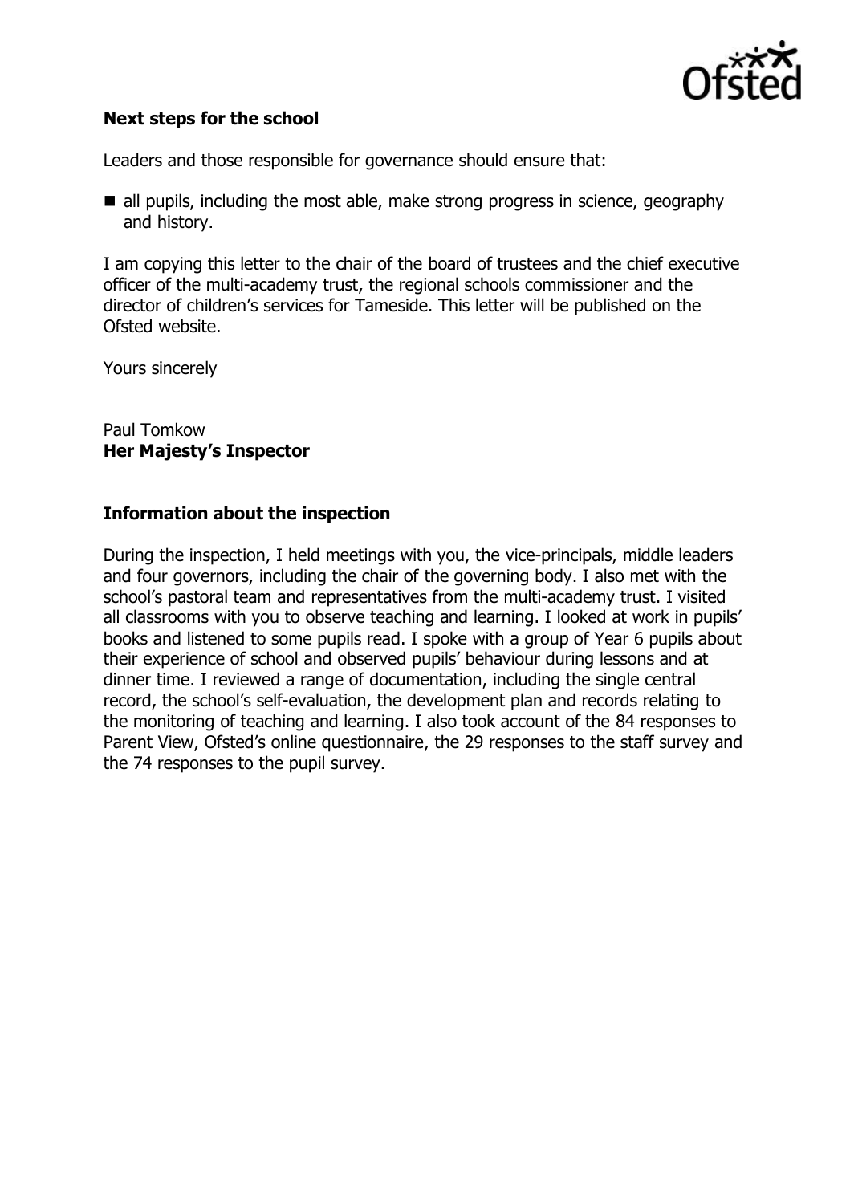**Next steps for the school**

Leaders and those responsible for governance should ensure that:

- all pupils, including the most able, make strong progress in science, geography and history.

I am copying this letter to the chair of the board of trustees and the chief executive officer of the multi-academy trust, the regional schools commissioner and the director of children's services for Tameside. This letter will be published on the Ofsted website.

Yours sincerely

Paul Tomkow
**Her Majesty's Inspector**

## Information about the inspection

During the inspection, I held meetings with you, the vice-principals, middle leaders and four governors, including the chair of the governing body. I also met with the school's pastoral team and representatives from the multi-academy trust. I visited all classrooms with you to observe teaching and learning. I looked at work in pupils' books and listened to some pupils read. I spoke with a group of Year 6 pupils about their experience of school and observed pupils' behaviour during lessons and at dinner time. I reviewed a range of documentation, including the single central record, the school's self-evaluation, the development plan and records relating to the monitoring of teaching and learning. I also took account of the 84 responses to Parent View, Ofsted's online questionnaire, the 29 responses to the staff survey and the 74 responses to the pupil survey.